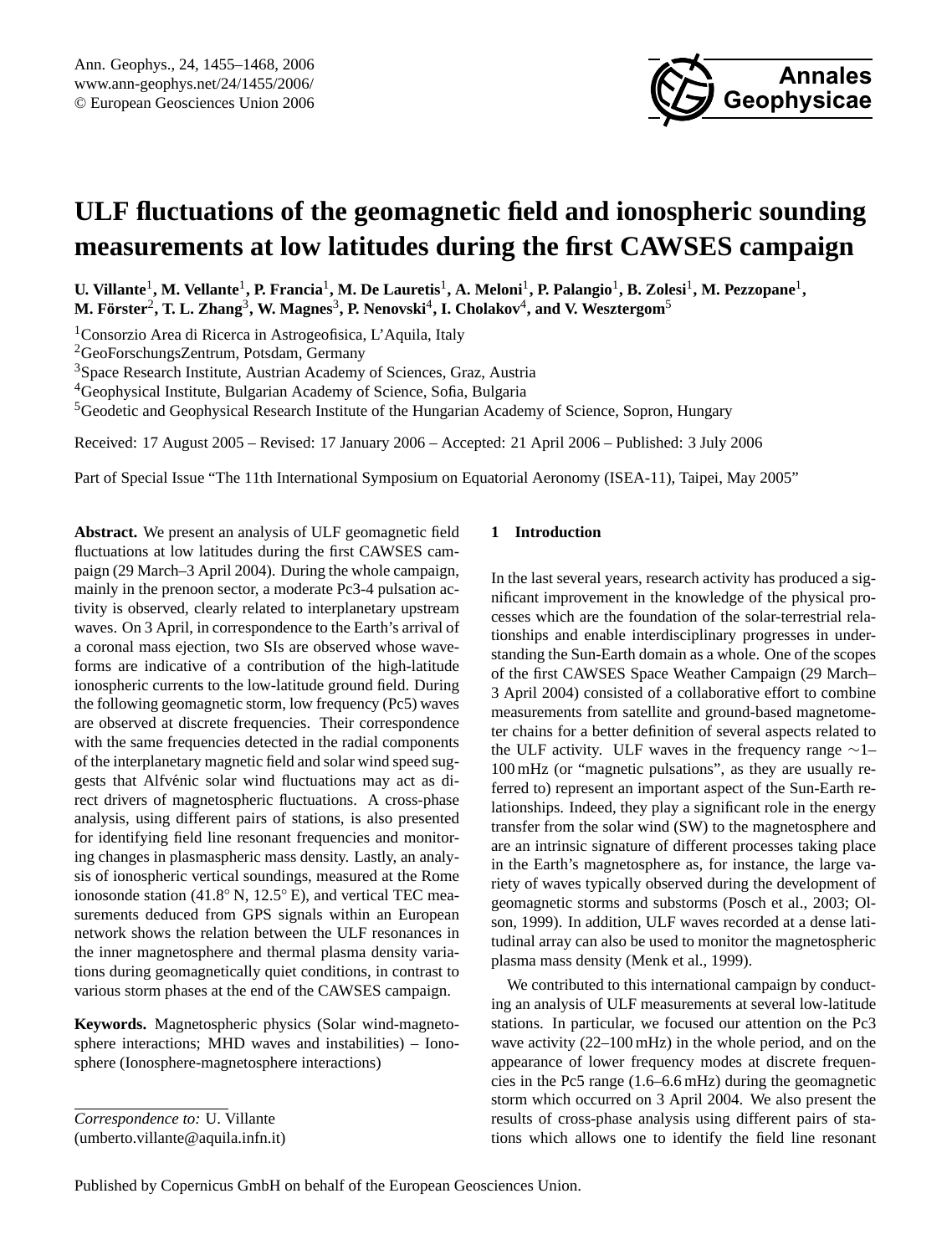# ULF fluctuations of the geomagnetic field and ionospheric sounding measurements at low latitudes during the first CAWSES campaign

**U. Villante[1], M. Vellante[1], P. Francia[1], M. De Lauretis[1], A. Meloni[1], P. Palangio[1], B. Zolesi[1], M. Pezzopane[1], M. Förster[2], T. L. Zhang[3], W. Magnes[3], P. Nenovski[4], I. Cholakov[4], and V. Wesztergom[5]**

[1]Consorzio Area di Ricerca in Astrogeofisica, L'Aquila, Italy
[2]GeoForschungsZentrum, Potsdam, Germany
[3]Space Research Institute, Austrian Academy of Sciences, Graz, Austria
[4]Geophysical Institute, Bulgarian Academy of Science, Sofia, Bulgaria
[5]Geodetic and Geophysical Research Institute of the Hungarian Academy of Science, Sopron, Hungary

Received: 17 August 2005 – Revised: 17 January 2006 – Accepted: 21 April 2006 – Published: 3 July 2006

Part of Special Issue "The 11th International Symposium on Equatorial Aeronomy (ISEA-11), Taipei, May 2005"

**Abstract.** We present an analysis of ULF geomagnetic field fluctuations at low latitudes during the first CAWSES campaign (29 March–3 April 2004). During the whole campaign, mainly in the prenoon sector, a moderate Pc3-4 pulsation activity is observed, clearly related to interplanetary upstream waves. On 3 April, in correspondence to the Earth's arrival of a coronal mass ejection, two SIs are observed whose waveforms are indicative of a contribution of the high-latitude ionospheric currents to the low-latitude ground field. During the following geomagnetic storm, low frequency (Pc5) waves are observed at discrete frequencies. Their correspondence with the same frequencies detected in the radial components of the interplanetary magnetic field and solar wind speed suggests that Alfvénic solar wind fluctuations may act as direct drivers of magnetospheric fluctuations. A cross-phase analysis, using different pairs of stations, is also presented for identifying field line resonant frequencies and monitoring changes in plasmaspheric mass density. Lastly, an analysis of ionospheric vertical soundings, measured at the Rome ionosonde station (41.8° N, 12.5° E), and vertical TEC measurements deduced from GPS signals within an European network shows the relation between the ULF resonances in the inner magnetosphere and thermal plasma density variations during geomagnetically quiet conditions, in contrast to various storm phases at the end of the CAWSES campaign.

**Keywords.** Magnetospheric physics (Solar wind-magnetosphere interactions; MHD waves and instabilities) – Ionosphere (Ionosphere-magnetosphere interactions)

*Correspondence to:* U. Villante
(umberto.villante@aquila.infn.it)

## 1 Introduction

In the last several years, research activity has produced a significant improvement in the knowledge of the physical processes which are the foundation of the solar-terrestrial relationships and enable interdisciplinary progresses in understanding the Sun-Earth domain as a whole. One of the scopes of the first CAWSES Space Weather Campaign (29 March–3 April 2004) consisted of a collaborative effort to combine measurements from satellite and ground-based magnetometer chains for a better definition of several aspects related to the ULF activity. ULF waves in the frequency range ∼1–100 mHz (or "magnetic pulsations", as they are usually referred to) represent an important aspect of the Sun-Earth relationships. Indeed, they play a significant role in the energy transfer from the solar wind (SW) to the magnetosphere and are an intrinsic signature of different processes taking place in the Earth's magnetosphere as, for instance, the large variety of waves typically observed during the development of geomagnetic storms and substorms (Posch et al., 2003; Olson, 1999). In addition, ULF waves recorded at a dense latitudinal array can also be used to monitor the magnetospheric plasma mass density (Menk et al., 1999).

We contributed to this international campaign by conducting an analysis of ULF measurements at several low-latitude stations. In particular, we focused our attention on the Pc3 wave activity (22–100 mHz) in the whole period, and on the appearance of lower frequency modes at discrete frequencies in the Pc5 range (1.6–6.6 mHz) during the geomagnetic storm which occurred on 3 April 2004. We also present the results of cross-phase analysis using different pairs of stations which allows one to identify the field line resonant

Published by Copernicus GmbH on behalf of the European Geosciences Union.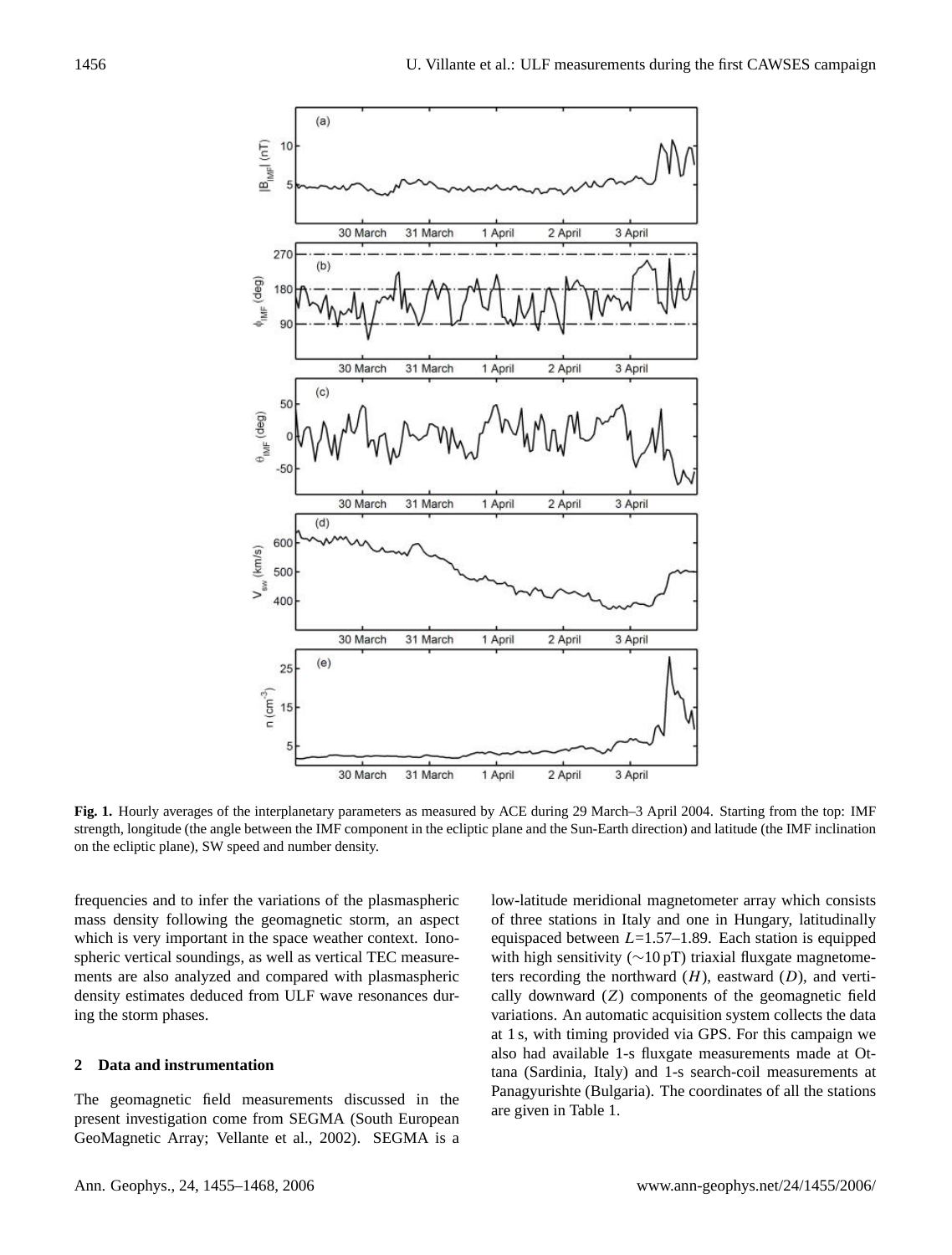**Fig. 1.** Hourly averages of the interplanetary parameters as measured by ACE during 29 March–3 April 2004. Starting from the top: IMF strength, longitude (the angle between the IMF component in the ecliptic plane and the Sun-Earth direction) and latitude (the IMF inclination on the ecliptic plane), SW speed and number density.

frequencies and to infer the variations of the plasmaspheric mass density following the geomagnetic storm, an aspect which is very important in the space weather context. Ionospheric vertical soundings, as well as vertical TEC measurements are also analyzed and compared with plasmaspheric density estimates deduced from ULF wave resonances during the storm phases.

## 2 Data and instrumentation

The geomagnetic field measurements discussed in the present investigation come from SEGMA (South European GeoMagnetic Array; Vellante et al., 2002). SEGMA is a low-latitude meridional magnetometer array which consists of three stations in Italy and one in Hungary, latitudinally equispaced between $L$=1.57–1.89. Each station is equipped with high sensitivity (∼10 pT) triaxial fluxgate magnetometers recording the northward ($H$), eastward ($D$), and vertically downward ($Z$) components of the geomagnetic field variations. An automatic acquisition system collects the data at 1 s, with timing provided via GPS. For this campaign we also had available 1-s fluxgate measurements made at Ottana (Sardinia, Italy) and 1-s search-coil measurements at Panagyurishte (Bulgaria). The coordinates of all the stations are given in Table 1.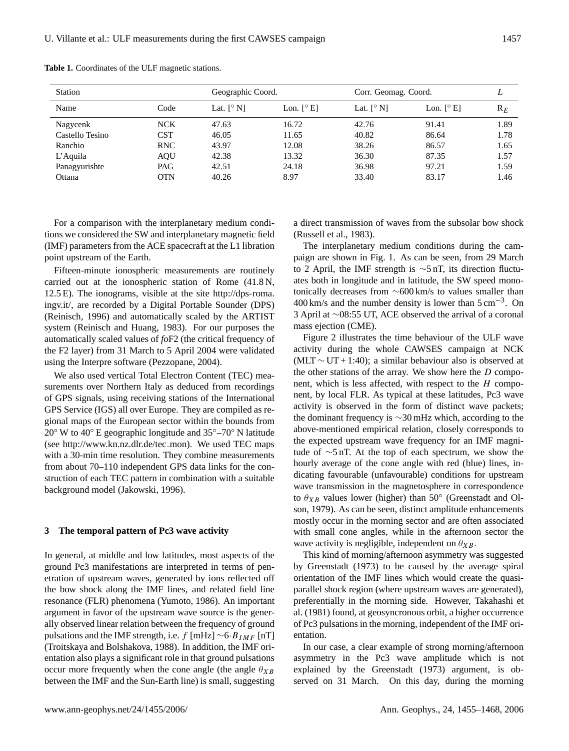**Table 1.** Coordinates of the ULF magnetic stations.

| Station | | Geographic Coord. | | Corr. Geomag. Coord. | | $L$ |
|---|---|---|---|---|---|---|
| Name | Code | Lat. [° N] | Lon. [° E] | Lat. [° N] | Lon. [° E] | $R_E$ |
| Nagycenk | NCK | 47.63 | 16.72 | 42.76 | 91.41 | 1.89 |
| Castello Tesino | CST | 46.05 | 11.65 | 40.82 | 86.64 | 1.78 |
| Ranchio | RNC | 43.97 | 12.08 | 38.26 | 86.57 | 1.65 |
| L'Aquila | AQU | 42.38 | 13.32 | 36.30 | 87.35 | 1.57 |
| Panagyurishte | PAG | 42.51 | 24.18 | 36.98 | 97.21 | 1.59 |
| Ottana | OTN | 40.26 | 8.97 | 33.40 | 83.17 | 1.46 |

For a comparison with the interplanetary medium conditions we considered the SW and interplanetary magnetic field (IMF) parameters from the ACE spacecraft at the L1 libration point upstream of the Earth.

Fifteen-minute ionospheric measurements are routinely carried out at the ionospheric station of Rome (41.8 N, 12.5 E). The ionograms, visible at the site http://dps-roma.ingv.it/, are recorded by a Digital Portable Sounder (DPS) (Reinisch, 1996) and automatically scaled by the ARTIST system (Reinisch and Huang, 1983). For our purposes the automatically scaled values of *fo*F2 (the critical frequency of the F2 layer) from 31 March to 5 April 2004 were validated using the Interpre software (Pezzopane, 2004).

We also used vertical Total Electron Content (TEC) measurements over Northern Italy as deduced from recordings of GPS signals, using receiving stations of the International GPS Service (IGS) all over Europe. They are compiled as regional maps of the European sector within the bounds from 20° W to 40° E geographic longitude and 35°–70° N latitude (see http://www.kn.nz.dlr.de/tec_mon). We used TEC maps with a 30-min time resolution. They combine measurements from about 70–110 independent GPS data links for the construction of each TEC pattern in combination with a suitable background model (Jakowski, 1996).

## 3 The temporal pattern of Pc3 wave activity

In general, at middle and low latitudes, most aspects of the ground Pc3 manifestations are interpreted in terms of penetration of upstream waves, generated by ions reflected off the bow shock along the IMF lines, and related field line resonance (FLR) phenomena (Yumoto, 1986). An important argument in favor of the upstream wave source is the generally observed linear relation between the frequency of ground pulsations and the IMF strength, i.e. $f$ [mHz] $\sim 6 \cdot B_{IMF}$ [nT] (Troitskaya and Bolshakova, 1988). In addition, the IMF orientation also plays a significant role in that ground pulsations occur more frequently when the cone angle (the angle $\theta_{XB}$ between the IMF and the Sun-Earth line) is small, suggesting a direct transmission of waves from the subsolar bow shock (Russell et al., 1983).

The interplanetary medium conditions during the campaign are shown in Fig. 1. As can be seen, from 29 March to 2 April, the IMF strength is ~5 nT, its direction fluctuates both in longitude and in latitude, the SW speed monotonically decreases from ~600 km/s to values smaller than 400 km/s and the number density is lower than 5 cm$^{-3}$. On 3 April at ~08:55 UT, ACE observed the arrival of a coronal mass ejection (CME).

Figure 2 illustrates the time behaviour of the ULF wave activity during the whole CAWSES campaign at NCK (MLT ~ UT + 1:40); a similar behaviour also is observed at the other stations of the array. We show here the $D$ component, which is less affected, with respect to the $H$ component, by local FLR. As typical at these latitudes, Pc3 wave activity is observed in the form of distinct wave packets; the dominant frequency is ~30 mHz which, according to the above-mentioned empirical relation, closely corresponds to the expected upstream wave frequency for an IMF magnitude of ~5 nT. At the top of each spectrum, we show the hourly average of the cone angle with red (blue) lines, indicating favourable (unfavourable) conditions for upstream wave transmission in the magnetosphere in correspondence to $\theta_{XB}$ values lower (higher) than 50° (Greenstadt and Olson, 1979). As can be seen, distinct amplitude enhancements mostly occur in the morning sector and are often associated with small cone angles, while in the afternoon sector the wave activity is negligible, independent on $\theta_{XB}$.

This kind of morning/afternoon asymmetry was suggested by Greenstadt (1973) to be caused by the average spiral orientation of the IMF lines which would create the quasi-parallel shock region (where upstream waves are generated), preferentially in the morning side. However, Takahashi et al. (1981) found, at geosyncronous orbit, a higher occurrence of Pc3 pulsations in the morning, independent of the IMF orientation.

In our case, a clear example of strong morning/afternoon asymmetry in the Pc3 wave amplitude which is not explained by the Greenstadt (1973) argument, is observed on 31 March. On this day, during the morning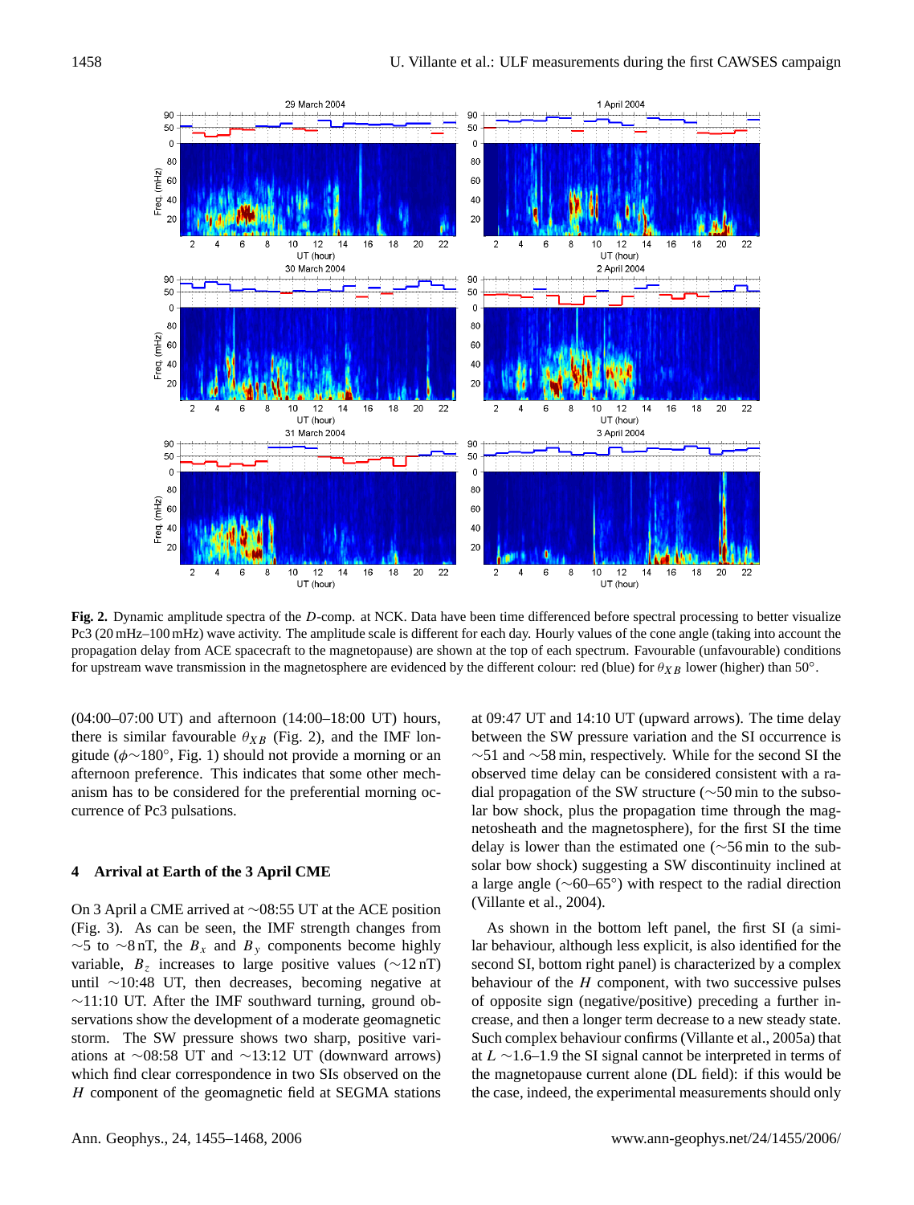**Fig. 2.** Dynamic amplitude spectra of the $D$-comp. at NCK. Data have been time differenced before spectral processing to better visualize Pc3 (20 mHz–100 mHz) wave activity. The amplitude scale is different for each day. Hourly values of the cone angle (taking into account the propagation delay from ACE spacecraft to the magnetopause) are shown at the top of each spectrum. Favourable (unfavourable) conditions for upstream wave transmission in the magnetosphere are evidenced by the different colour: red (blue) for $\theta_{XB}$ lower (higher) than 50°.

(04:00–07:00 UT) and afternoon (14:00–18:00 UT) hours, there is similar favourable $\theta_{XB}$ (Fig. 2), and the IMF longitude ($\phi\sim180°$, Fig. 1) should not provide a morning or an afternoon preference. This indicates that some other mechanism has to be considered for the preferential morning occurrence of Pc3 pulsations.

## 4 Arrival at Earth of the 3 April CME

On 3 April a CME arrived at ∼08:55 UT at the ACE position (Fig. 3). As can be seen, the IMF strength changes from ∼5 to ∼8 nT, the $B_x$ and $B_y$ components become highly variable, $B_z$ increases to large positive values (∼12 nT) until ∼10:48 UT, then decreases, becoming negative at ∼11:10 UT. After the IMF southward turning, ground observations show the development of a moderate geomagnetic storm. The SW pressure shows two sharp, positive variations at ∼08:58 UT and ∼13:12 UT (downward arrows) which find clear correspondence in two SIs observed on the $H$ component of the geomagnetic field at SEGMA stations at 09:47 UT and 14:10 UT (upward arrows). The time delay between the SW pressure variation and the SI occurrence is ∼51 and ∼58 min, respectively. While for the second SI the observed time delay can be considered consistent with a radial propagation of the SW structure (∼50 min to the subsolar bow shock, plus the propagation time through the magnetosheath and the magnetosphere), for the first SI the time delay is lower than the estimated one (∼56 min to the subsolar bow shock) suggesting a SW discontinuity inclined at a large angle (∼60–65°) with respect to the radial direction (Villante et al., 2004).

As shown in the bottom left panel, the first SI (a similar behaviour, although less explicit, is also identified for the second SI, bottom right panel) is characterized by a complex behaviour of the $H$ component, with two successive pulses of opposite sign (negative/positive) preceding a further increase, and then a longer term decrease to a new steady state. Such complex behaviour confirms (Villante et al., 2005a) that at $L$ ∼1.6–1.9 the SI signal cannot be interpreted in terms of the magnetopause current alone (DL field): if this would be the case, indeed, the experimental measurements should only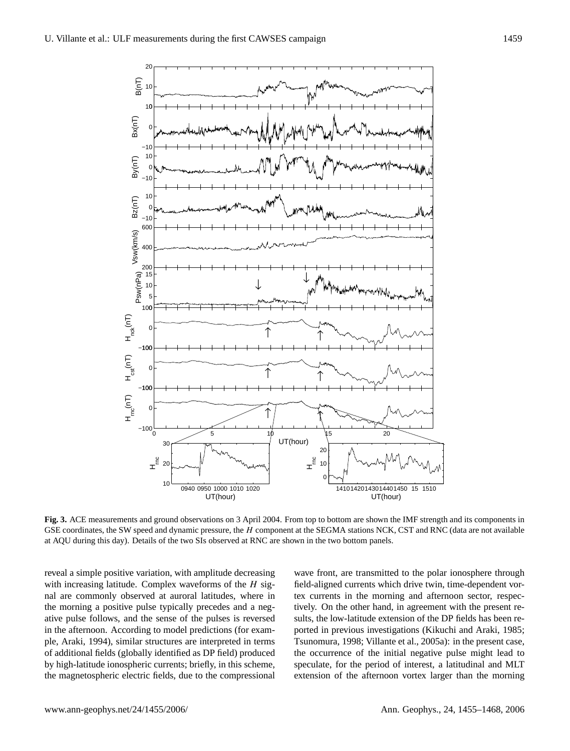**Fig. 3.** ACE measurements and ground observations on 3 April 2004. From top to bottom are shown the IMF strength and its components in GSE coordinates, the SW speed and dynamic pressure, the $H$ component at the SEGMA stations NCK, CST and RNC (data are not available at AQU during this day). Details of the two SIs observed at RNC are shown in the two bottom panels.

reveal a simple positive variation, with amplitude decreasing with increasing latitude. Complex waveforms of the $H$ signal are commonly observed at auroral latitudes, where in the morning a positive pulse typically precedes and a negative pulse follows, and the sense of the pulses is reversed in the afternoon. According to model predictions (for example, Araki, 1994), similar structures are interpreted in terms of additional fields (globally identified as DP field) produced by high-latitude ionospheric currents; briefly, in this scheme, the magnetospheric electric fields, due to the compressional wave front, are transmitted to the polar ionosphere through field-aligned currents which drive twin, time-dependent vortex currents in the morning and afternoon sector, respectively. On the other hand, in agreement with the present results, the low-latitude extension of the DP fields has been reported in previous investigations (Kikuchi and Araki, 1985; Tsunomura, 1998; Villante et al., 2005a): in the present case, the occurrence of the initial negative pulse might lead to speculate, for the period of interest, a latitudinal and MLT extension of the afternoon vortex larger than the morning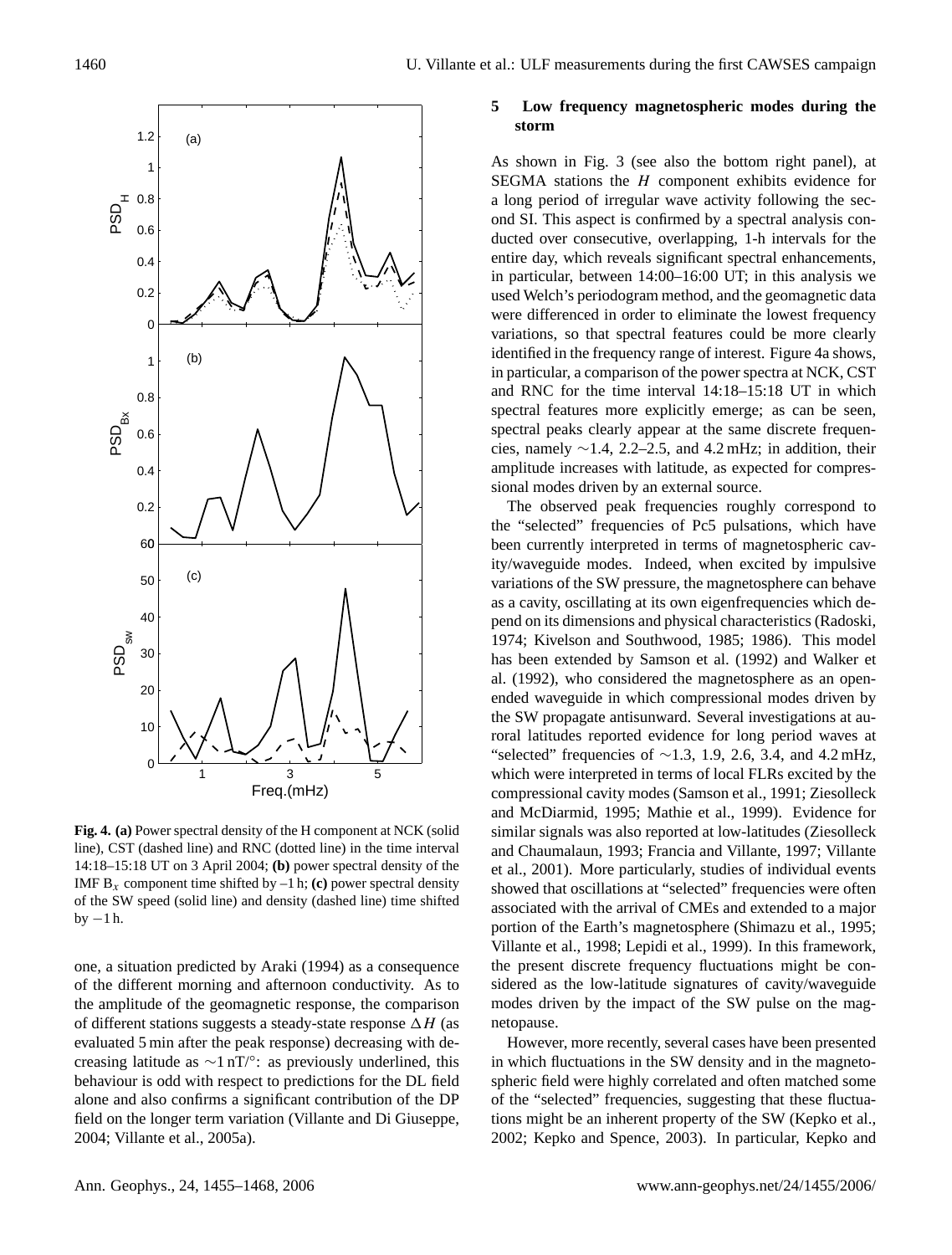**Fig. 4. (a)** Power spectral density of the H component at NCK (solid line), CST (dashed line) and RNC (dotted line) in the time interval 14:18–15:18 UT on 3 April 2004; **(b)** power spectral density of the IMF $B_x$ component time shifted by –1 h; **(c)** power spectral density of the SW speed (solid line) and density (dashed line) time shifted by −1 h.

one, a situation predicted by Araki (1994) as a consequence of the different morning and afternoon conductivity. As to the amplitude of the geomagnetic response, the comparison of different stations suggests a steady-state response $\Delta H$ (as evaluated 5 min after the peak response) decreasing with decreasing latitude as $\sim$1 nT/°: as previously underlined, this behaviour is odd with respect to predictions for the DL field alone and also confirms a significant contribution of the DP field on the longer term variation (Villante and Di Giuseppe, 2004; Villante et al., 2005a).

## 5 Low frequency magnetospheric modes during the storm

As shown in Fig. 3 (see also the bottom right panel), at SEGMA stations the $H$ component exhibits evidence for a long period of irregular wave activity following the second SI. This aspect is confirmed by a spectral analysis conducted over consecutive, overlapping, 1-h intervals for the entire day, which reveals significant spectral enhancements, in particular, between 14:00–16:00 UT; in this analysis we used Welch's periodogram method, and the geomagnetic data were differenced in order to eliminate the lowest frequency variations, so that spectral features could be more clearly identified in the frequency range of interest. Figure 4a shows, in particular, a comparison of the power spectra at NCK, CST and RNC for the time interval 14:18–15:18 UT in which spectral features more explicitly emerge; as can be seen, spectral peaks clearly appear at the same discrete frequencies, namely $\sim$1.4, 2.2–2.5, and 4.2 mHz; in addition, their amplitude increases with latitude, as expected for compressional modes driven by an external source.

The observed peak frequencies roughly correspond to the "selected" frequencies of Pc5 pulsations, which have been currently interpreted in terms of magnetospheric cavity/waveguide modes. Indeed, when excited by impulsive variations of the SW pressure, the magnetosphere can behave as a cavity, oscillating at its own eigenfrequencies which depend on its dimensions and physical characteristics (Radoski, 1974; Kivelson and Southwood, 1985; 1986). This model has been extended by Samson et al. (1992) and Walker et al. (1992), who considered the magnetosphere as an open-ended waveguide in which compressional modes driven by the SW propagate antisunward. Several investigations at auroral latitudes reported evidence for long period waves at "selected" frequencies of $\sim$1.3, 1.9, 2.6, 3.4, and 4.2 mHz, which were interpreted in terms of local FLRs excited by the compressional cavity modes (Samson et al., 1991; Ziesolleck and McDiarmid, 1995; Mathie et al., 1999). Evidence for similar signals was also reported at low-latitudes (Ziesolleck and Chaumalaun, 1993; Francia and Villante, 1997; Villante et al., 2001). More particularly, studies of individual events showed that oscillations at "selected" frequencies were often associated with the arrival of CMEs and extended to a major portion of the Earth's magnetosphere (Shimazu et al., 1995; Villante et al., 1998; Lepidi et al., 1999). In this framework, the present discrete frequency fluctuations might be considered as the low-latitude signatures of cavity/waveguide modes driven by the impact of the SW pulse on the magnetopause.

However, more recently, several cases have been presented in which fluctuations in the SW density and in the magnetospheric field were highly correlated and often matched some of the "selected" frequencies, suggesting that these fluctuations might be an inherent property of the SW (Kepko et al., 2002; Kepko and Spence, 2003). In particular, Kepko and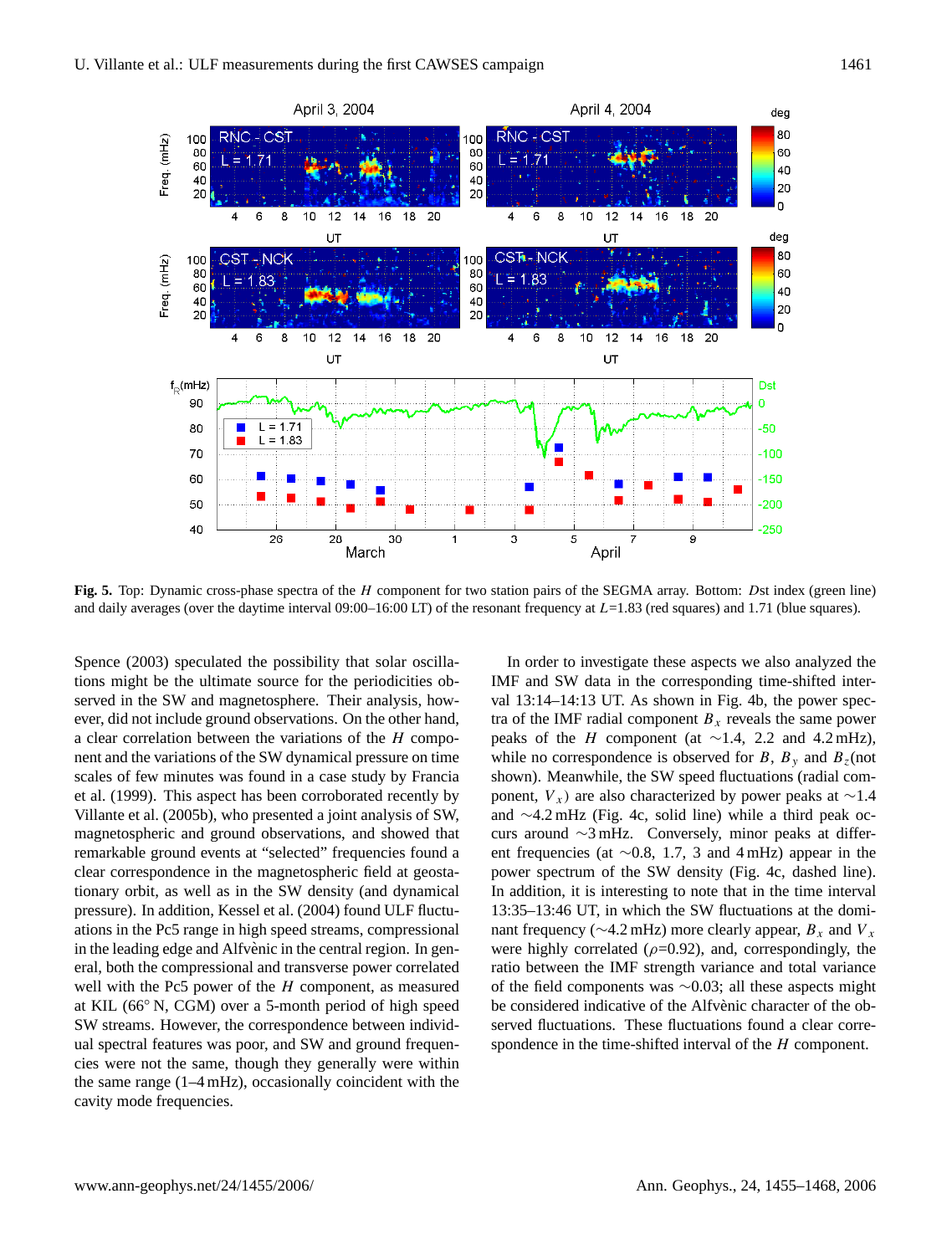**Fig. 5.** Top: Dynamic cross-phase spectra of the $H$ component for two station pairs of the SEGMA array. Bottom: $D$st index (green line) and daily averages (over the daytime interval 09:00–16:00 LT) of the resonant frequency at $L$=1.83 (red squares) and 1.71 (blue squares).

Spence (2003) speculated the possibility that solar oscillations might be the ultimate source for the periodicities observed in the SW and magnetosphere. Their analysis, however, did not include ground observations. On the other hand, a clear correlation between the variations of the $H$ component and the variations of the SW dynamical pressure on time scales of few minutes was found in a case study by Francia et al. (1999). This aspect has been corroborated recently by Villante et al. (2005b), who presented a joint analysis of SW, magnetospheric and ground observations, and showed that remarkable ground events at "selected" frequencies found a clear correspondence in the magnetospheric field at geostationary orbit, as well as in the SW density (and dynamical pressure). In addition, Kessel et al. (2004) found ULF fluctuations in the Pc5 range in high speed streams, compressional in the leading edge and Alfvènic in the central region. In general, both the compressional and transverse power correlated well with the Pc5 power of the $H$ component, as measured at KIL (66° N, CGM) over a 5-month period of high speed SW streams. However, the correspondence between individual spectral features was poor, and SW and ground frequencies were not the same, though they generally were within the same range (1–4 mHz), occasionally coincident with the cavity mode frequencies.

In order to investigate these aspects we also analyzed the IMF and SW data in the corresponding time-shifted interval 13:14–14:13 UT. As shown in Fig. 4b, the power spectra of the IMF radial component $B_x$ reveals the same power peaks of the $H$ component (at ~1.4, 2.2 and 4.2 mHz), while no correspondence is observed for $B$, $B_y$ and $B_z$(not shown). Meanwhile, the SW speed fluctuations (radial component, $V_x$) are also characterized by power peaks at ~1.4 and ~4.2 mHz (Fig. 4c, solid line) while a third peak occurs around ~3 mHz. Conversely, minor peaks at different frequencies (at ~0.8, 1.7, 3 and 4 mHz) appear in the power spectrum of the SW density (Fig. 4c, dashed line). In addition, it is interesting to note that in the time interval 13:35–13:46 UT, in which the SW fluctuations at the dominant frequency (~4.2 mHz) more clearly appear, $B_x$ and $V_x$ were highly correlated ($\rho$=0.92), and, correspondingly, the ratio between the IMF strength variance and total variance of the field components was ~0.03; all these aspects might be considered indicative of the Alfvènic character of the observed fluctuations. These fluctuations found a clear correspondence in the time-shifted interval of the $H$ component.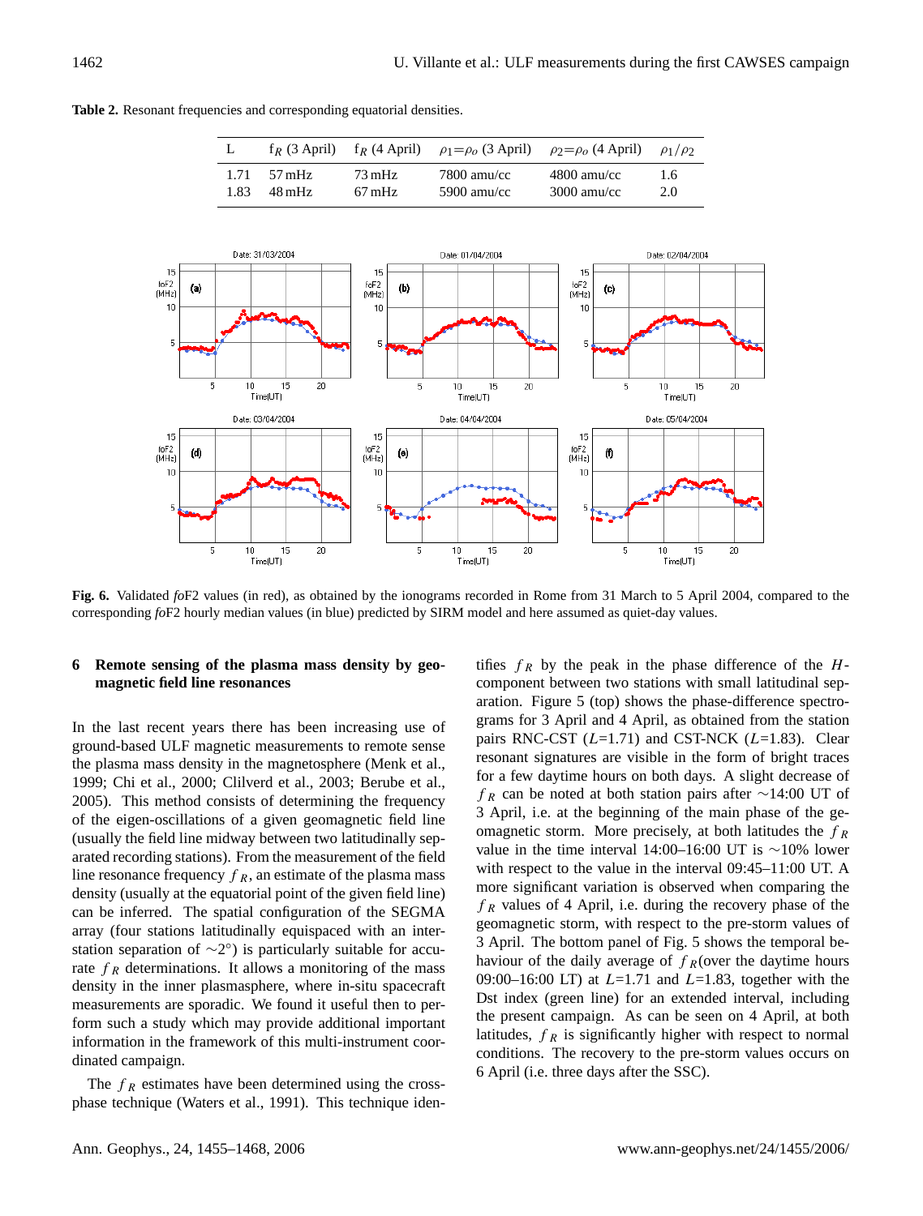**Table 2.** Resonant frequencies and corresponding equatorial densities.

| L | $f_R$ (3 April) | $f_R$ (4 April) | $\rho_1 = \rho_o$ (3 April) | $\rho_2 = \rho_o$ (4 April) | $\rho_1/\rho_2$ |
|---|---|---|---|---|---|
| 1.71 | 57 mHz | 73 mHz | 7800 amu/cc | 4800 amu/cc | 1.6 |
| 1.83 | 48 mHz | 67 mHz | 5900 amu/cc | 3000 amu/cc | 2.0 |

**Fig. 6.** Validated *fo*F2 values (in red), as obtained by the ionograms recorded in Rome from 31 March to 5 April 2004, compared to the corresponding *fo*F2 hourly median values (in blue) predicted by SIRM model and here assumed as quiet-day values.

## 6 Remote sensing of the plasma mass density by geomagnetic field line resonances

In the last recent years there has been increasing use of ground-based ULF magnetic measurements to remote sense the plasma mass density in the magnetosphere (Menk et al., 1999; Chi et al., 2000; Clilverd et al., 2003; Berube et al., 2005). This method consists of determining the frequency of the eigen-oscillations of a given geomagnetic field line (usually the field line midway between two latitudinally separated recording stations). From the measurement of the field line resonance frequency $f_R$, an estimate of the plasma mass density (usually at the equatorial point of the given field line) can be inferred. The spatial configuration of the SEGMA array (four stations latitudinally equispaced with an interstation separation of $\sim 2°$) is particularly suitable for accurate $f_R$ determinations. It allows a monitoring of the mass density in the inner plasmasphere, where in-situ spacecraft measurements are sporadic. We found it useful then to perform such a study which may provide additional important information in the framework of this multi-instrument coordinated campaign.

The $f_R$ estimates have been determined using the cross-phase technique (Waters et al., 1991). This technique identifies $f_R$ by the peak in the phase difference of the $H$-component between two stations with small latitudinal separation. Figure 5 (top) shows the phase-difference spectrograms for 3 April and 4 April, as obtained from the station pairs RNC-CST ($L$=1.71) and CST-NCK ($L$=1.83). Clear resonant signatures are visible in the form of bright traces for a few daytime hours on both days. A slight decrease of $f_R$ can be noted at both station pairs after $\sim$14:00 UT of 3 April, i.e. at the beginning of the main phase of the geomagnetic storm. More precisely, at both latitudes the $f_R$ value in the time interval 14:00–16:00 UT is $\sim$10% lower with respect to the value in the interval 09:45–11:00 UT. A more significant variation is observed when comparing the $f_R$ values of 4 April, i.e. during the recovery phase of the geomagnetic storm, with respect to the pre-storm values of 3 April. The bottom panel of Fig. 5 shows the temporal behaviour of the daily average of $f_R$(over the daytime hours 09:00–16:00 LT) at $L$=1.71 and $L$=1.83, together with the Dst index (green line) for an extended interval, including the present campaign. As can be seen on 4 April, at both latitudes, $f_R$ is significantly higher with respect to normal conditions. The recovery to the pre-storm values occurs on 6 April (i.e. three days after the SSC).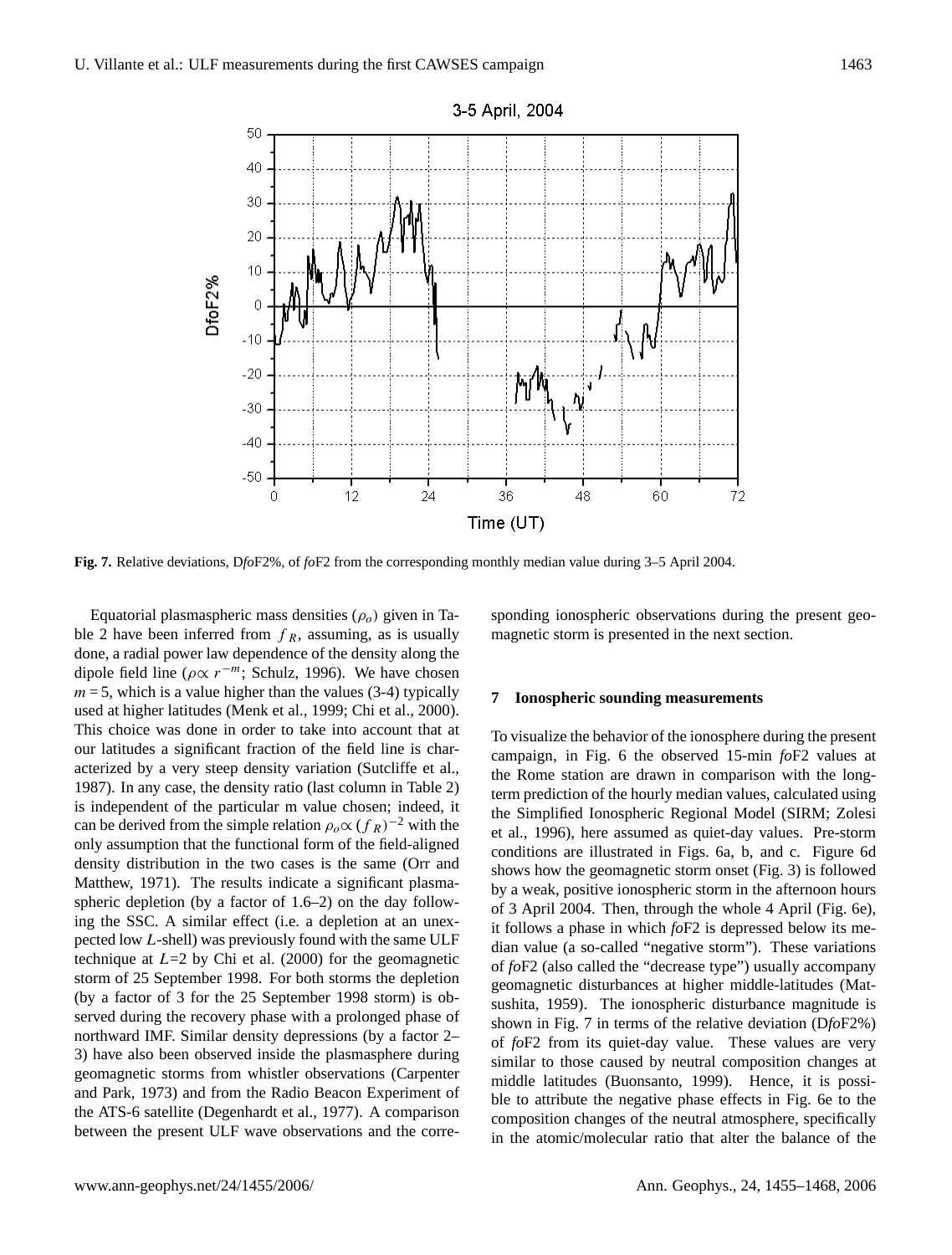**Fig. 7.** Relative deviations, D*fo*F2%, of *fo*F2 from the corresponding monthly median value during 3–5 April 2004.

Equatorial plasmaspheric mass densities ($\rho_o$) given in Table 2 have been inferred from $f_R$, assuming, as is usually done, a radial power law dependence of the density along the dipole field line ($\rho \propto r^{-m}$; Schulz, 1996). We have chosen $m = 5$, which is a value higher than the values (3-4) typically used at higher latitudes (Menk et al., 1999; Chi et al., 2000). This choice was done in order to take into account that at our latitudes a significant fraction of the field line is characterized by a very steep density variation (Sutcliffe et al., 1987). In any case, the density ratio (last column in Table 2) is independent of the particular m value chosen; indeed, it can be derived from the simple relation $\rho_o \propto (f_R)^{-2}$ with the only assumption that the functional form of the field-aligned density distribution in the two cases is the same (Orr and Matthew, 1971). The results indicate a significant plasmaspheric depletion (by a factor of 1.6–2) on the day following the SSC. A similar effect (i.e. a depletion at an unexpected low $L$-shell) was previously found with the same ULF technique at $L$=2 by Chi et al. (2000) for the geomagnetic storm of 25 September 1998. For both storms the depletion (by a factor of 3 for the 25 September 1998 storm) is observed during the recovery phase with a prolonged phase of northward IMF. Similar density depressions (by a factor 2–3) have also been observed inside the plasmasphere during geomagnetic storms from whistler observations (Carpenter and Park, 1973) and from the Radio Beacon Experiment of the ATS-6 satellite (Degenhardt et al., 1977). A comparison between the present ULF wave observations and the corresponding ionospheric observations during the present geomagnetic storm is presented in the next section.

## 7 Ionospheric sounding measurements

To visualize the behavior of the ionosphere during the present campaign, in Fig. 6 the observed 15-min *fo*F2 values at the Rome station are drawn in comparison with the long-term prediction of the hourly median values, calculated using the Simplified Ionospheric Regional Model (SIRM; Zolesi et al., 1996), here assumed as quiet-day values. Pre-storm conditions are illustrated in Figs. 6a, b, and c. Figure 6d shows how the geomagnetic storm onset (Fig. 3) is followed by a weak, positive ionospheric storm in the afternoon hours of 3 April 2004. Then, through the whole 4 April (Fig. 6e), it follows a phase in which *fo*F2 is depressed below its median value (a so-called "negative storm"). These variations of *fo*F2 (also called the "decrease type") usually accompany geomagnetic disturbances at higher middle-latitudes (Matsushita, 1959). The ionospheric disturbance magnitude is shown in Fig. 7 in terms of the relative deviation (D*fo*F2%) of *fo*F2 from its quiet-day value. These values are very similar to those caused by neutral composition changes at middle latitudes (Buonsanto, 1999). Hence, it is possible to attribute the negative phase effects in Fig. 6e to the composition changes of the neutral atmosphere, specifically in the atomic/molecular ratio that alter the balance of the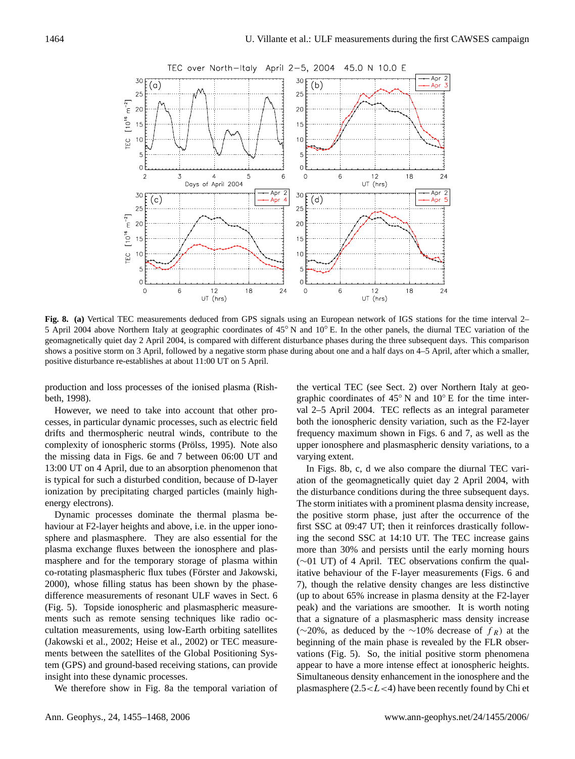**Fig. 8. (a)** Vertical TEC measurements deduced from GPS signals using an European network of IGS stations for the time interval 2–5 April 2004 above Northern Italy at geographic coordinates of 45° N and 10° E. In the other panels, the diurnal TEC variation of the geomagnetically quiet day 2 April 2004, is compared with different disturbance phases during the three subsequent days. This comparison shows a positive storm on 3 April, followed by a negative storm phase during about one and a half days on 4–5 April, after which a smaller, positive disturbance re-establishes at about 11:00 UT on 5 April.

production and loss processes of the ionised plasma (Rishbeth, 1998).

However, we need to take into account that other processes, in particular dynamic processes, such as electric field drifts and thermospheric neutral winds, contribute to the complexity of ionospheric storms (Prölss, 1995). Note also the missing data in Figs. 6e and 7 between 06:00 UT and 13:00 UT on 4 April, due to an absorption phenomenon that is typical for such a disturbed condition, because of D-layer ionization by precipitating charged particles (mainly high-energy electrons).

Dynamic processes dominate the thermal plasma behaviour at F2-layer heights and above, i.e. in the upper ionosphere and plasmasphere. They are also essential for the plasma exchange fluxes between the ionosphere and plasmasphere and for the temporary storage of plasma within co-rotating plasmaspheric flux tubes (Förster and Jakowski, 2000), whose filling status has been shown by the phase-difference measurements of resonant ULF waves in Sect. 6 (Fig. 5). Topside ionospheric and plasmaspheric measurements such as remote sensing techniques like radio occultation measurements, using low-Earth orbiting satellites (Jakowski et al., 2002; Heise et al., 2002) or TEC measurements between the satellites of the Global Positioning System (GPS) and ground-based receiving stations, can provide insight into these dynamic processes.

We therefore show in Fig. 8a the temporal variation of the vertical TEC (see Sect. 2) over Northern Italy at geographic coordinates of 45° N and 10° E for the time interval 2–5 April 2004. TEC reflects as an integral parameter both the ionospheric density variation, such as the F2-layer frequency maximum shown in Figs. 6 and 7, as well as the upper ionosphere and plasmaspheric density variations, to a varying extent.

In Figs. 8b, c, d we also compare the diurnal TEC variation of the geomagnetically quiet day 2 April 2004, with the disturbance conditions during the three subsequent days. The storm initiates with a prominent plasma density increase, the positive storm phase, just after the occurrence of the first SSC at 09:47 UT; then it reinforces drastically following the second SSC at 14:10 UT. The TEC increase gains more than 30% and persists until the early morning hours (~01 UT) of 4 April. TEC observations confirm the qualitative behaviour of the F-layer measurements (Figs. 6 and 7), though the relative density changes are less distinctive (up to about 65% increase in plasma density at the F2-layer peak) and the variations are smoother. It is worth noting that a signature of a plasmaspheric mass density increase (~20%, as deduced by the ~10% decrease of $f_R$) at the beginning of the main phase is revealed by the FLR observations (Fig. 5). So, the initial positive storm phenomena appear to have a more intense effect at ionospheric heights. Simultaneous density enhancement in the ionosphere and the plasmasphere ($2.5<L<4$) have been recently found by Chi et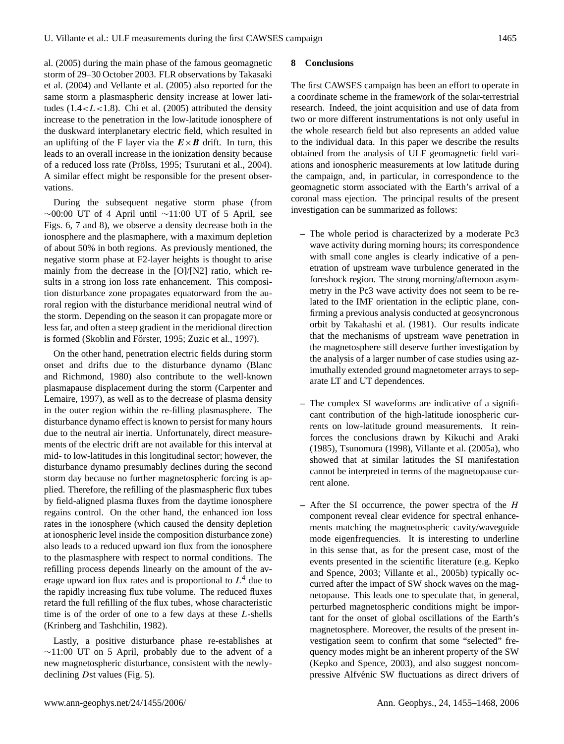al. (2005) during the main phase of the famous geomagnetic storm of 29–30 October 2003. FLR observations by Takasaki et al. (2004) and Vellante et al. (2005) also reported for the same storm a plasmaspheric density increase at lower latitudes ($1.4<L<1.8$). Chi et al. (2005) attributed the density increase to the penetration in the low-latitude ionosphere of the duskward interplanetary electric field, which resulted in an uplifting of the F layer via the $\boldsymbol{E}\times\boldsymbol{B}$ drift. In turn, this leads to an overall increase in the ionization density because of a reduced loss rate (Prölss, 1995; Tsurutani et al., 2004). A similar effect might be responsible for the present observations.

During the subsequent negative storm phase (from ~00:00 UT of 4 April until ~11:00 UT of 5 April, see Figs. 6, 7 and 8), we observe a density decrease both in the ionosphere and the plasmaphere, with a maximum depletion of about 50% in both regions. As previously mentioned, the negative storm phase at F2-layer heights is thought to arise mainly from the decrease in the [O]/[N2] ratio, which results in a strong ion loss rate enhancement. This composition disturbance zone propagates equatorward from the auroral region with the disturbance meridional neutral wind of the storm. Depending on the season it can propagate more or less far, and often a steep gradient in the meridional direction is formed (Skoblin and Förster, 1995; Zuzic et al., 1997).

On the other hand, penetration electric fields during storm onset and drifts due to the disturbance dynamo (Blanc and Richmond, 1980) also contribute to the well-known plasmapause displacement during the storm (Carpenter and Lemaire, 1997), as well as to the decrease of plasma density in the outer region within the re-filling plasmasphere. The disturbance dynamo effect is known to persist for many hours due to the neutral air inertia. Unfortunately, direct measurements of the electric drift are not available for this interval at mid- to low-latitudes in this longitudinal sector; however, the disturbance dynamo presumably declines during the second storm day because no further magnetospheric forcing is applied. Therefore, the refilling of the plasmaspheric flux tubes by field-aligned plasma fluxes from the daytime ionosphere regains control. On the other hand, the enhanced ion loss rates in the ionosphere (which caused the density depletion at ionospheric level inside the composition disturbance zone) also leads to a reduced upward ion flux from the ionosphere to the plasmasphere with respect to normal conditions. The refilling process depends linearly on the amount of the average upward ion flux rates and is proportional to $L^4$ due to the rapidly increasing flux tube volume. The reduced fluxes retard the full refilling of the flux tubes, whose characteristic time is of the order of one to a few days at these $L$-shells (Krinberg and Tashchilin, 1982).

Lastly, a positive disturbance phase re-establishes at ~11:00 UT on 5 April, probably due to the advent of a new magnetospheric disturbance, consistent with the newly-declining $D$st values (Fig. 5).

## 8 Conclusions

The first CAWSES campaign has been an effort to operate in a coordinate scheme in the framework of the solar-terrestrial research. Indeed, the joint acquisition and use of data from two or more different instrumentations is not only useful in the whole research field but also represents an added value to the individual data. In this paper we describe the results obtained from the analysis of ULF geomagnetic field variations and ionospheric measurements at low latitude during the campaign, and, in particular, in correspondence to the geomagnetic storm associated with the Earth's arrival of a coronal mass ejection. The principal results of the present investigation can be summarized as follows:

– The whole period is characterized by a moderate Pc3 wave activity during morning hours; its correspondence with small cone angles is clearly indicative of a penetration of upstream wave turbulence generated in the foreshock region. The strong morning/afternoon asymmetry in the Pc3 wave activity does not seem to be related to the IMF orientation in the ecliptic plane, confirming a previous analysis conducted at geosyncronous orbit by Takahashi et al. (1981). Our results indicate that the mechanisms of upstream wave penetration in the magnetosphere still deserve further investigation by the analysis of a larger number of case studies using azimuthally extended ground magnetometer arrays to separate LT and UT dependences.

– The complex SI waveforms are indicative of a significant contribution of the high-latitude ionospheric currents on low-latitude ground measurements. It reinforces the conclusions drawn by Kikuchi and Araki (1985), Tsunomura (1998), Villante et al. (2005a), who showed that at similar latitudes the SI manifestation cannot be interpreted in terms of the magnetopause current alone.

– After the SI occurrence, the power spectra of the $H$ component reveal clear evidence for spectral enhancements matching the magnetospheric cavity/waveguide mode eigenfrequencies. It is interesting to underline in this sense that, as for the present case, most of the events presented in the scientific literature (e.g. Kepko and Spence, 2003; Villante et al., 2005b) typically occurred after the impact of SW shock waves on the magnetopause. This leads one to speculate that, in general, perturbed magnetospheric conditions might be important for the onset of global oscillations of the Earth's magnetosphere. Moreover, the results of the present investigation seem to confirm that some "selected" frequency modes might be an inherent property of the SW (Kepko and Spence, 2003), and also suggest noncompressive Alfvénic SW fluctuations as direct drivers of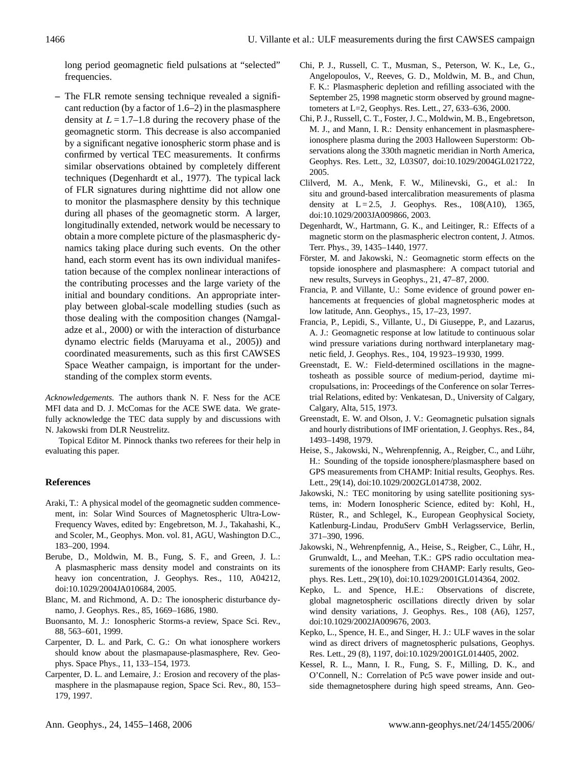long period geomagnetic field pulsations at "selected" frequencies.

– The FLR remote sensing technique revealed a significant reduction (by a factor of 1.6–2) in the plasmasphere density at $L = 1.7$–$1.8$ during the recovery phase of the geomagnetic storm. This decrease is also accompanied by a significant negative ionospheric storm phase and is confirmed by vertical TEC measurements. It confirms similar observations obtained by completely different techniques (Degenhardt et al., 1977). The typical lack of FLR signatures during nighttime did not allow one to monitor the plasmasphere density by this technique during all phases of the geomagnetic storm. A larger, longitudinally extended, network would be necessary to obtain a more complete picture of the plasmaspheric dynamics taking place during such events. On the other hand, each storm event has its own individual manifestation because of the complex nonlinear interactions of the contributing processes and the large variety of the initial and boundary conditions. An appropriate interplay between global-scale modelling studies (such as those dealing with the composition changes (Namgaladze et al., 2000) or with the interaction of disturbance dynamo electric fields (Maruyama et al., 2005)) and coordinated measurements, such as this first CAWSES Space Weather campaign, is important for the understanding of the complex storm events.

*Acknowledgements.* The authors thank N. F. Ness for the ACE MFI data and D. J. McComas for the ACE SWE data. We gratefully acknowledge the TEC data supply by and discussions with N. Jakowski from DLR Neustrelitz.

Topical Editor M. Pinnock thanks two referees for their help in evaluating this paper.

## References

Araki, T.: A physical model of the geomagnetic sudden commencement, in: Solar Wind Sources of Magnetospheric Ultra-Low-Frequency Waves, edited by: Engebretson, M. J., Takahashi, K., and Scoler, M., Geophys. Mon. vol. 81, AGU, Washington D.C., 183–200, 1994.

Berube, D., Moldwin, M. B., Fung, S. F., and Green, J. L.: A plasmaspheric mass density model and constraints on its heavy ion concentration, J. Geophys. Res., 110, A04212, doi:10.1029/2004JA010684, 2005.

Blanc, M. and Richmond, A. D.: The ionospheric disturbance dynamo, J. Geophys. Res., 85, 1669–1686, 1980.

Buonsanto, M. J.: Ionospheric Storms-a review, Space Sci. Rev., 88, 563–601, 1999.

Carpenter, D. L. and Park, C. G.: On what ionosphere workers should know about the plasmapause-plasmasphere, Rev. Geophys. Space Phys., 11, 133–154, 1973.

Carpenter, D. L. and Lemaire, J.: Erosion and recovery of the plasmasphere in the plasmapause region, Space Sci. Rev., 80, 153–179, 1997.

Chi, P. J., Russell, C. T., Musman, S., Peterson, W. K., Le, G., Angelopoulos, V., Reeves, G. D., Moldwin, M. B., and Chun, F. K.: Plasmaspheric depletion and refilling associated with the September 25, 1998 magnetic storm observed by ground magnetometers at L=2, Geophys. Res. Lett., 27, 633–636, 2000.

Chi, P. J., Russell, C. T., Foster, J. C., Moldwin, M. B., Engebretson, M. J., and Mann, I. R.: Density enhancement in plasmasphere-ionosphere plasma during the 2003 Halloween Superstorm: Observations along the 330th magnetic meridian in North America, Geophys. Res. Lett., 32, L03S07, doi:10.1029/2004GL021722, 2005.

Clilverd, M. A., Menk, F. W., Milinevski, G., et al.: In situ and ground-based intercalibration measurements of plasma density at L = 2.5, J. Geophys. Res., 108(A10), 1365, doi:10.1029/2003JA009866, 2003.

Degenhardt, W., Hartmann, G. K., and Leitinger, R.: Effects of a magnetic storm on the plasmaspheric electron content, J. Atmos. Terr. Phys., 39, 1435–1440, 1977.

Förster, M. and Jakowski, N.: Geomagnetic storm effects on the topside ionosphere and plasmasphere: A compact tutorial and new results, Surveys in Geophys., 21, 47–87, 2000.

Francia, P. and Villante, U.: Some evidence of ground power enhancements at frequencies of global magnetospheric modes at low latitude, Ann. Geophys., 15, 17–23, 1997.

Francia, P., Lepidi, S., Villante, U., Di Giuseppe, P., and Lazarus, A. J.: Geomagnetic response at low latitude to continuous solar wind pressure variations during northward interplanetary magnetic field, J. Geophys. Res., 104, 19 923–19 930, 1999.

Greenstadt, E. W.: Field-determined oscillations in the magnetosheath as possible source of medium-period, daytime micropulsations, in: Proceedings of the Conference on solar Terrestrial Relations, edited by: Venkatesan, D., University of Calgary, Calgary, Alta, 515, 1973.

Greenstadt, E. W. and Olson, J. V.: Geomagnetic pulsation signals and hourly distributions of IMF orientation, J. Geophys. Res., 84, 1493–1498, 1979.

Heise, S., Jakowski, N., Wehrenpfennig, A., Reigber, C., and Lühr, H.: Sounding of the topside ionosphere/plasmasphere based on GPS measurements from CHAMP: Initial results, Geophys. Res. Lett., 29(14), doi:10.1029/2002GL014738, 2002.

Jakowski, N.: TEC monitoring by using satellite positioning systems, in: Modern Ionospheric Science, edited by: Kohl, H., Rüster, R., and Schlegel, K., European Geophysical Society, Katlenburg-Lindau, ProduServ GmbH Verlagsservice, Berlin, 371–390, 1996.

Jakowski, N., Wehrenpfennig, A., Heise, S., Reigber, C., Lühr, H., Grunwaldt, L., and Meehan, T.K.: GPS radio occultation measurements of the ionosphere from CHAMP: Early results, Geophys. Res. Lett., 29(10), doi:10.1029/2001GL014364, 2002.

Kepko, L. and Spence, H.E.: Observations of discrete, global magnetospheric oscillations directly driven by solar wind density variations, J. Geophys. Res., 108 (A6), 1257, doi:10.1029/2002JA009676, 2003.

Kepko, L., Spence, H. E., and Singer, H. J.: ULF waves in the solar wind as direct drivers of magnetospheric pulsations, Geophys. Res. Lett., 29 (8), 1197, doi:10.1029/2001GL014405, 2002.

Kessel, R. L., Mann, I. R., Fung, S. F., Milling, D. K., and O'Connell, N.: Correlation of Pc5 wave power inside and outside themagnetosphere during high speed streams, Ann. Geo-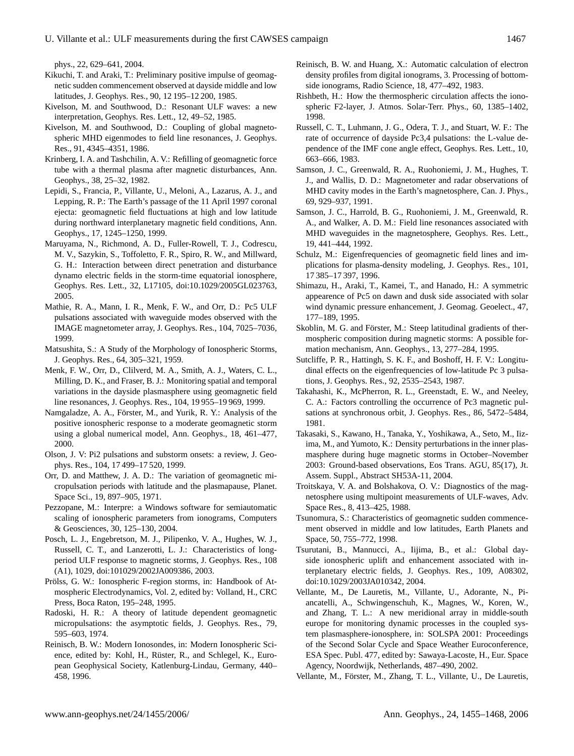phys., 22, 629–641, 2004.

Kikuchi, T. and Araki, T.: Preliminary positive impulse of geomagnetic sudden commencement observed at dayside middle and low latitudes, J. Geophys. Res., 90, 12 195–12 200, 1985.

Kivelson, M. and Southwood, D.: Resonant ULF waves: a new interpretation, Geophys. Res. Lett., 12, 49–52, 1985.

Kivelson, M. and Southwood, D.: Coupling of global magnetospheric MHD eigenmodes to field line resonances, J. Geophys. Res., 91, 4345–4351, 1986.

Krinberg, I. A. and Tashchilin, A. V.: Refilling of geomagnetic force tube with a thermal plasma after magnetic disturbances, Ann. Geophys., 38, 25–32, 1982.

Lepidi, S., Francia, P., Villante, U., Meloni, A., Lazarus, A. J., and Lepping, R. P.: The Earth's passage of the 11 April 1997 coronal ejecta: geomagnetic field fluctuations at high and low latitude during northward interplanetary magnetic field conditions, Ann. Geophys., 17, 1245–1250, 1999.

Maruyama, N., Richmond, A. D., Fuller-Rowell, T. J., Codrescu, M. V., Sazykin, S., Toffoletto, F. R., Spiro, R. W., and Millward, G. H.: Interaction between direct penetration and disturbance dynamo electric fields in the storm-time equatorial ionosphere, Geophys. Res. Lett., 32, L17105, doi:10.1029/2005GL023763, 2005.

Mathie, R. A., Mann, I. R., Menk, F. W., and Orr, D.: Pc5 ULF pulsations associated with waveguide modes observed with the IMAGE magnetometer array, J. Geophys. Res., 104, 7025–7036, 1999.

Matsushita, S.: A Study of the Morphology of Ionospheric Storms, J. Geophys. Res., 64, 305–321, 1959.

Menk, F. W., Orr, D., Clilverd, M. A., Smith, A. J., Waters, C. L., Milling, D. K., and Fraser, B. J.: Monitoring spatial and temporal variations in the dayside plasmasphere using geomagnetic field line resonances, J. Geophys. Res., 104, 19 955–19 969, 1999.

Namgaladze, A. A., Förster, M., and Yurik, R. Y.: Analysis of the positive ionospheric response to a moderate geomagnetic storm using a global numerical model, Ann. Geophys., 18, 461–477, 2000.

Olson, J. V: Pi2 pulsations and substorm onsets: a review, J. Geophys. Res., 104, 17 499–17 520, 1999.

Orr, D. and Matthew, J. A. D.: The variation of geomagnetic micropulsation periods with latitude and the plasmapause, Planet. Space Sci., 19, 897–905, 1971.

Pezzopane, M.: Interpre: a Windows software for semiautomatic scaling of ionospheric parameters from ionograms, Computers & Geosciences, 30, 125–130, 2004.

Posch, L. J., Engebretson, M. J., Pilipenko, V. A., Hughes, W. J., Russell, C. T., and Lanzerotti, L. J.: Characteristics of long-period ULF response to magnetic storms, J. Geophys. Res., 108 (A1), 1029, doi:101029/2002JA009386, 2003.

Prölss, G. W.: Ionospheric F-region storms, in: Handbook of Atmospheric Electrodynamics, Vol. 2, edited by: Volland, H., CRC Press, Boca Raton, 195–248, 1995.

Radoski, H. R.: A theory of latitude dependent geomagnetic micropulsations: the asymptotic fields, J. Geophys. Res., 79, 595–603, 1974.

Reinisch, B. W.: Modern Ionosondes, in: Modern Ionospheric Science, edited by: Kohl, H., Rüster, R., and Schlegel, K., European Geophysical Society, Katlenburg-Lindau, Germany, 440–458, 1996.

Reinisch, B. W. and Huang, X.: Automatic calculation of electron density profiles from digital ionograms, 3. Processing of bottomside ionograms, Radio Science, 18, 477–492, 1983.

Rishbeth, H.: How the thermospheric circulation affects the ionospheric F2-layer, J. Atmos. Solar-Terr. Phys., 60, 1385–1402, 1998.

Russell, C. T., Luhmann, J. G., Odera, T. J., and Stuart, W. F.: The rate of occurrence of dayside Pc3,4 pulsations: the L-value dependence of the IMF cone angle effect, Geophys. Res. Lett., 10, 663–666, 1983.

Samson, J. C., Greenwald, R. A., Ruohoniemi, J. M., Hughes, T. J., and Wallis, D. D.: Magnetometer and radar observations of MHD cavity modes in the Earth's magnetosphere, Can. J. Phys., 69, 929–937, 1991.

Samson, J. C., Harrold, B. G., Ruohoniemi, J. M., Greenwald, R. A., and Walker, A. D. M.: Field line resonances associated with MHD waveguides in the magnetosphere, Geophys. Res. Lett., 19, 441–444, 1992.

Schulz, M.: Eigenfrequencies of geomagnetic field lines and implications for plasma-density modeling, J. Geophys. Res., 101, 17 385–17 397, 1996.

Shimazu, H., Araki, T., Kamei, T., and Hanado, H.: A symmetric appearence of Pc5 on dawn and dusk side associated with solar wind dynamic pressure enhancement, J. Geomag. Geoelect., 47, 177–189, 1995.

Skoblin, M. G. and Förster, M.: Steep latitudinal gradients of thermospheric composition during magnetic storms: A possible formation mechanism, Ann. Geophys., 13, 277–284, 1995.

Sutcliffe, P. R., Hattingh, S. K. F., and Boshoff, H. F. V.: Longitudinal effects on the eigenfrequencies of low-latitude Pc 3 pulsations, J. Geophys. Res., 92, 2535–2543, 1987.

Takahashi, K., McPherron, R. L., Greenstadt, E. W., and Neeley, C. A.: Factors controlling the occurrence of Pc3 magnetic pulsations at synchronous orbit, J. Geophys. Res., 86, 5472–5484, 1981.

Takasaki, S., Kawano, H., Tanaka, Y., Yoshikawa, A., Seto, M., Iizima, M., and Yumoto, K.: Density perturbations in the inner plasmasphere during huge magnetic storms in October–November 2003: Ground-based observations, Eos Trans. AGU, 85(17), Jt. Assem. Suppl., Abstract SH53A-11, 2004.

Troitskaya, V. A. and Bolshakova, O. V.: Diagnostics of the magnetosphere using multipoint measurements of ULF-waves, Adv. Space Res., 8, 413–425, 1988.

Tsunomura, S.: Characteristics of geomagnetic sudden commencement observed in middle and low latitudes, Earth Planets and Space, 50, 755–772, 1998.

Tsurutani, B., Mannucci, A., Iijima, B., et al.: Global dayside ionospheric uplift and enhancement associated with interplanetary electric fields, J. Geophys. Res., 109, A08302, doi:10.1029/2003JA010342, 2004.

Vellante, M., De Lauretis, M., Villante, U., Adorante, N., Piancatelli, A., Schwingenschuh, K., Magnes, W., Koren, W., and Zhang, T. L.: A new meridional array in middle-south europe for monitoring dynamic processes in the coupled system plasmasphere-ionosphere, in: SOLSPA 2001: Proceedings of the Second Solar Cycle and Space Weather Euroconference, ESA Spec. Publ. 477, edited by: Sawaya-Lacoste, H., Eur. Space Agency, Noordwijk, Netherlands, 487–490, 2002.

Vellante, M., Förster, M., Zhang, T. L., Villante, U., De Lauretis,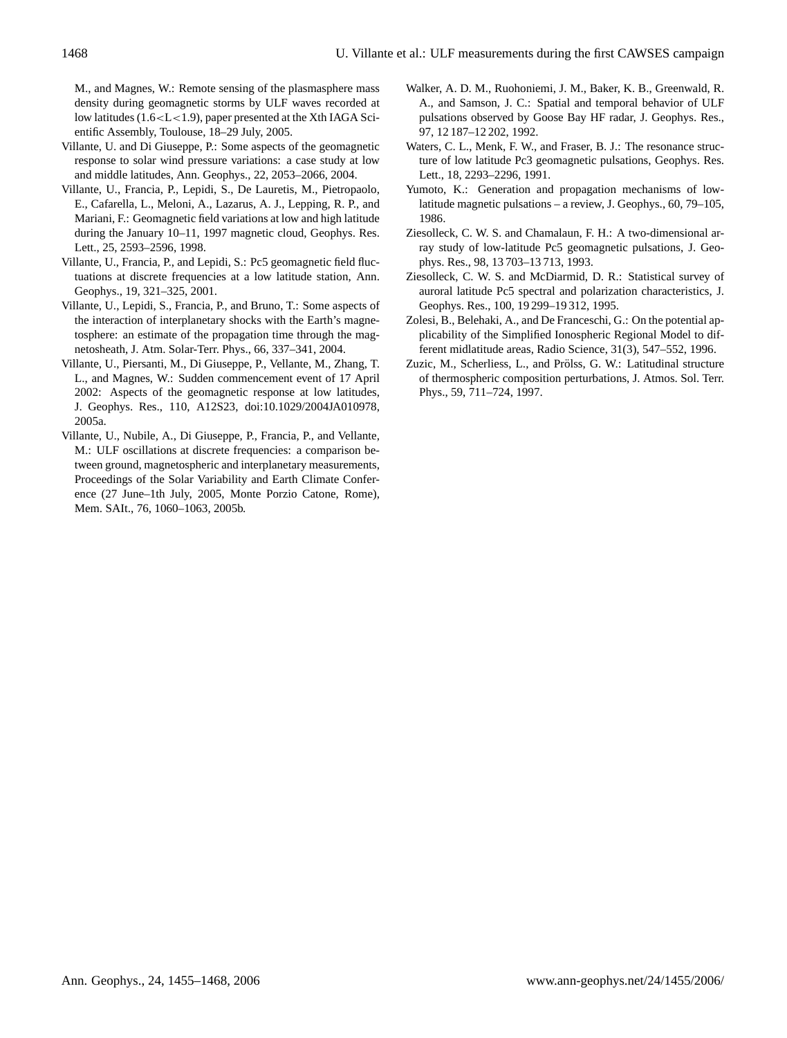M., and Magnes, W.: Remote sensing of the plasmasphere mass density during geomagnetic storms by ULF waves recorded at low latitudes ($1.6<L<1.9$), paper presented at the Xth IAGA Scientific Assembly, Toulouse, 18–29 July, 2005.

Villante, U. and Di Giuseppe, P.: Some aspects of the geomagnetic response to solar wind pressure variations: a case study at low and middle latitudes, Ann. Geophys., 22, 2053–2066, 2004.

Villante, U., Francia, P., Lepidi, S., De Lauretis, M., Pietropaolo, E., Cafarella, L., Meloni, A., Lazarus, A. J., Lepping, R. P., and Mariani, F.: Geomagnetic field variations at low and high latitude during the January 10–11, 1997 magnetic cloud, Geophys. Res. Lett., 25, 2593–2596, 1998.

Villante, U., Francia, P., and Lepidi, S.: Pc5 geomagnetic field fluctuations at discrete frequencies at a low latitude station, Ann. Geophys., 19, 321–325, 2001.

Villante, U., Lepidi, S., Francia, P., and Bruno, T.: Some aspects of the interaction of interplanetary shocks with the Earth's magnetosphere: an estimate of the propagation time through the magnetosheath, J. Atm. Solar-Terr. Phys., 66, 337–341, 2004.

Villante, U., Piersanti, M., Di Giuseppe, P., Vellante, M., Zhang, T. L., and Magnes, W.: Sudden commencement event of 17 April 2002: Aspects of the geomagnetic response at low latitudes, J. Geophys. Res., 110, A12S23, doi:10.1029/2004JA010978, 2005a.

Villante, U., Nubile, A., Di Giuseppe, P., Francia, P., and Vellante, M.: ULF oscillations at discrete frequencies: a comparison between ground, magnetospheric and interplanetary measurements, Proceedings of the Solar Variability and Earth Climate Conference (27 June–1th July, 2005, Monte Porzio Catone, Rome), Mem. SAIt., 76, 1060–1063, 2005b.

Walker, A. D. M., Ruohoniemi, J. M., Baker, K. B., Greenwald, R. A., and Samson, J. C.: Spatial and temporal behavior of ULF pulsations observed by Goose Bay HF radar, J. Geophys. Res., 97, 12 187–12 202, 1992.

Waters, C. L., Menk, F. W., and Fraser, B. J.: The resonance structure of low latitude Pc3 geomagnetic pulsations, Geophys. Res. Lett., 18, 2293–2296, 1991.

Yumoto, K.: Generation and propagation mechanisms of low-latitude magnetic pulsations – a review, J. Geophys., 60, 79–105, 1986.

Ziesolleck, C. W. S. and Chamalaun, F. H.: A two-dimensional array study of low-latitude Pc5 geomagnetic pulsations, J. Geophys. Res., 98, 13 703–13 713, 1993.

Ziesolleck, C. W. S. and McDiarmid, D. R.: Statistical survey of auroral latitude Pc5 spectral and polarization characteristics, J. Geophys. Res., 100, 19 299–19 312, 1995.

Zolesi, B., Belehaki, A., and De Franceschi, G.: On the potential applicability of the Simplified Ionospheric Regional Model to different midlatitude areas, Radio Science, 31(3), 547–552, 1996.

Zuzic, M., Scherliess, L., and Prölss, G. W.: Latitudinal structure of thermospheric composition perturbations, J. Atmos. Sol. Terr. Phys., 59, 711–724, 1997.